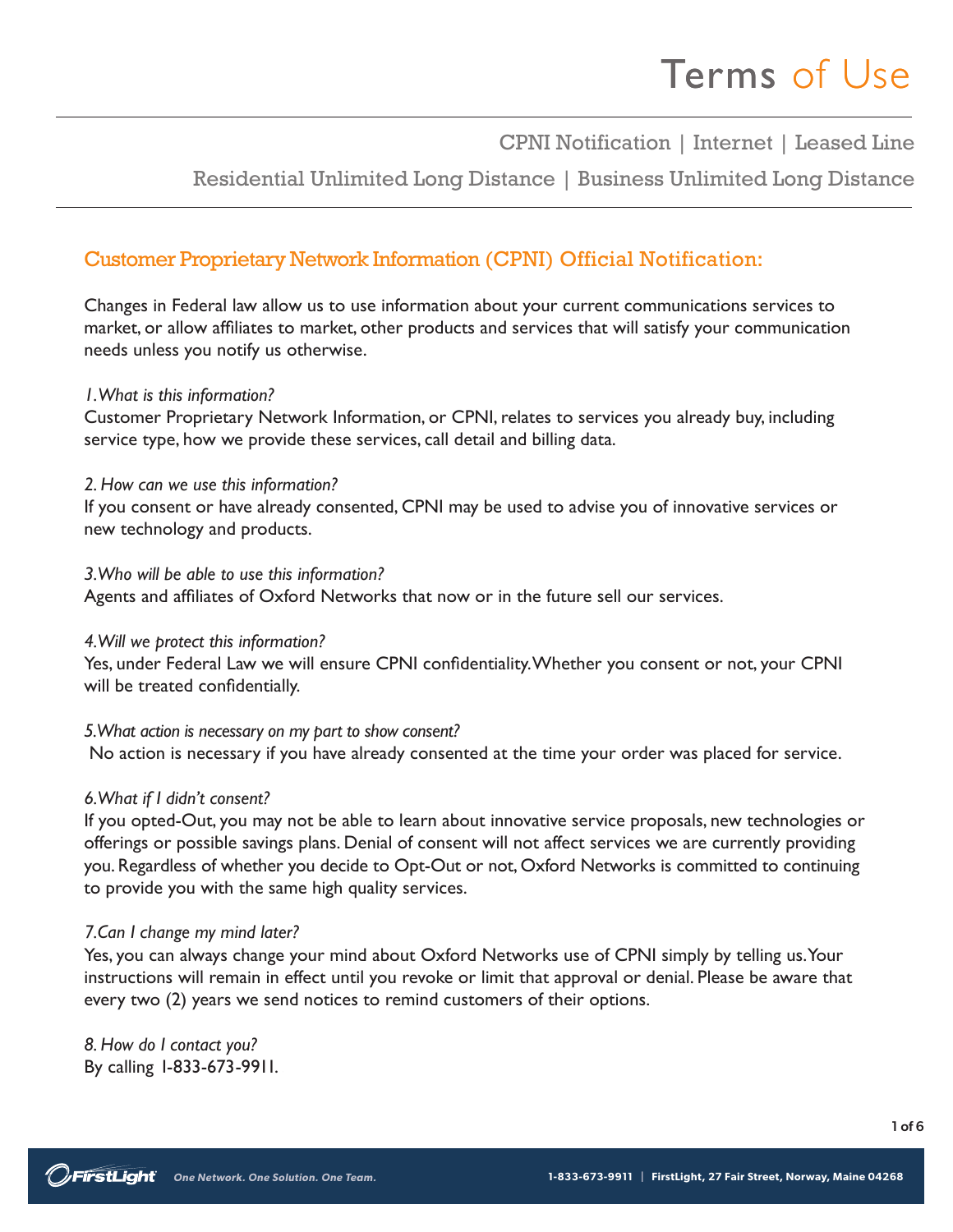# Terms of Use

CPNI Notification | Internet | Leased Line

Residential Unlimited Long Distance | Business Unlimited Long Distance

## Customer Proprietary Network Information (CPNI) Official Notification:

Changes in Federal law allow us to use information about your current communications services to market, or allow affiliates to market, other products and services that will satisfy your communication needs unless you notify us otherwise.

*1.What is this information?*
Customer Proprietary Network Information, or CPNI, relates to services you already buy, including service type, how we provide these services, call detail and billing data.

*2. How can we use this information?*
If you consent or have already consented, CPNI may be used to advise you of innovative services or new technology and products.

*3.Who will be able to use this information?*
Agents and affiliates of Oxford Networks that now or in the future sell our services.

*4.Will we protect this information?*
Yes, under Federal Law we will ensure CPNI confidentiality. Whether you consent or not, your CPNI will be treated confidentially.

*5.What action is necessary on my part to show consent?*
No action is necessary if you have already consented at the time your order was placed for service.

*6.What if I didn't consent?*
If you opted-Out, you may not be able to learn about innovative service proposals, new technologies or offerings or possible savings plans. Denial of consent will not affect services we are currently providing you. Regardless of whether you decide to Opt-Out or not, Oxford Networks is committed to continuing to provide you with the same high quality services.

*7.Can I change my mind later?*
Yes, you can always change your mind about Oxford Networks use of CPNI simply by telling us. Your instructions will remain in effect until you revoke or limit that approval or denial. Please be aware that every two (2) years we send notices to remind customers of their options.

*8. How do I contact you?*
By calling 1-833-673-9911.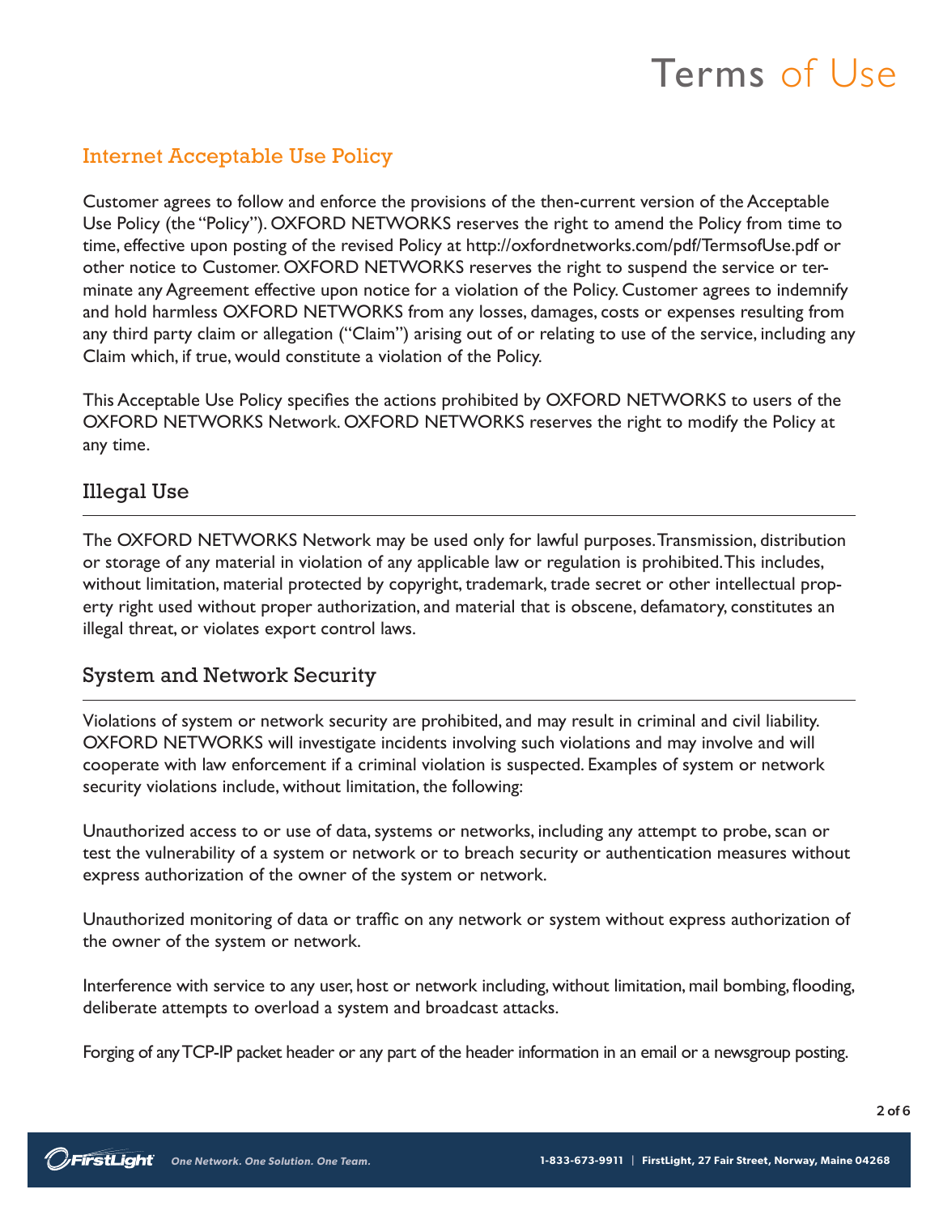# Terms of Use

## Internet Acceptable Use Policy

Customer agrees to follow and enforce the provisions of the then-current version of the Acceptable Use Policy (the "Policy"). OXFORD NETWORKS reserves the right to amend the Policy from time to time, effective upon posting of the revised Policy at http://oxfordnetworks.com/pdf/TermsofUse.pdf or other notice to Customer. OXFORD NETWORKS reserves the right to suspend the service or terminate any Agreement effective upon notice for a violation of the Policy. Customer agrees to indemnify and hold harmless OXFORD NETWORKS from any losses, damages, costs or expenses resulting from any third party claim or allegation ("Claim") arising out of or relating to use of the service, including any Claim which, if true, would constitute a violation of the Policy.

This Acceptable Use Policy specifies the actions prohibited by OXFORD NETWORKS to users of the OXFORD NETWORKS Network. OXFORD NETWORKS reserves the right to modify the Policy at any time.

### Illegal Use

The OXFORD NETWORKS Network may be used only for lawful purposes. Transmission, distribution or storage of any material in violation of any applicable law or regulation is prohibited. This includes, without limitation, material protected by copyright, trademark, trade secret or other intellectual property right used without proper authorization, and material that is obscene, defamatory, constitutes an illegal threat, or violates export control laws.

### System and Network Security

Violations of system or network security are prohibited, and may result in criminal and civil liability. OXFORD NETWORKS will investigate incidents involving such violations and may involve and will cooperate with law enforcement if a criminal violation is suspected. Examples of system or network security violations include, without limitation, the following:

Unauthorized access to or use of data, systems or networks, including any attempt to probe, scan or test the vulnerability of a system or network or to breach security or authentication measures without express authorization of the owner of the system or network.

Unauthorized monitoring of data or traffic on any network or system without express authorization of the owner of the system or network.

Interference with service to any user, host or network including, without limitation, mail bombing, flooding, deliberate attempts to overload a system and broadcast attacks.

Forging of any TCP-IP packet header or any part of the header information in an email or a newsgroup posting.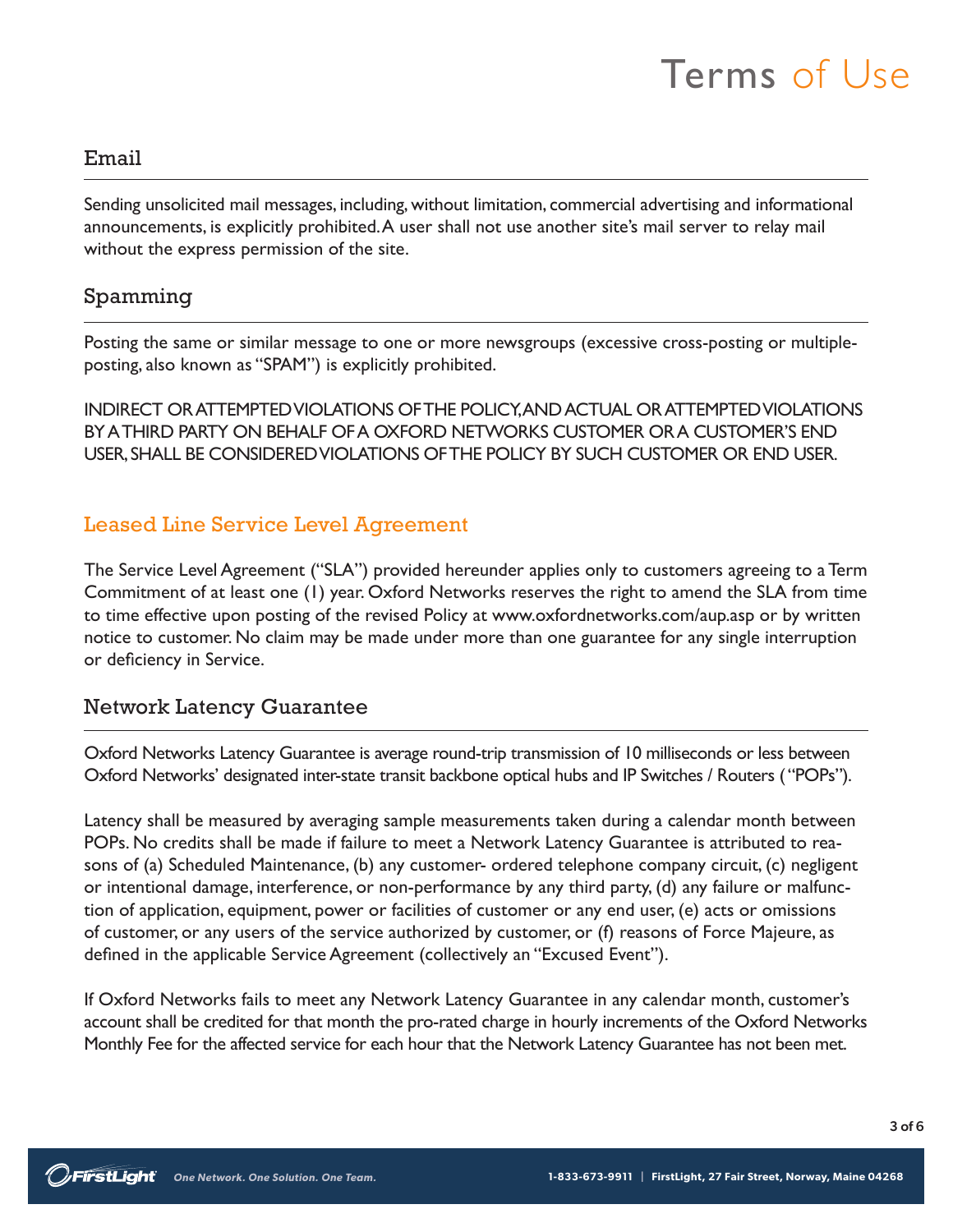## Email

Sending unsolicited mail messages, including, without limitation, commercial advertising and informational announcements, is explicitly prohibited. A user shall not use another site's mail server to relay mail without the express permission of the site.

## Spamming

Posting the same or similar message to one or more newsgroups (excessive cross-posting or multiple-posting, also known as "SPAM") is explicitly prohibited.

INDIRECT OR ATTEMPTED VIOLATIONS OF THE POLICY, AND ACTUAL OR ATTEMPTED VIOLATIONS BY A THIRD PARTY ON BEHALF OF A OXFORD NETWORKS CUSTOMER OR A CUSTOMER'S END USER, SHALL BE CONSIDERED VIOLATIONS OF THE POLICY BY SUCH CUSTOMER OR END USER.

# Leased Line Service Level Agreement

The Service Level Agreement ("SLA") provided hereunder applies only to customers agreeing to a Term Commitment of at least one (1) year. Oxford Networks reserves the right to amend the SLA from time to time effective upon posting of the revised Policy at www.oxfordnetworks.com/aup.asp or by written notice to customer. No claim may be made under more than one guarantee for any single interruption or deficiency in Service.

## Network Latency Guarantee

Oxford Networks Latency Guarantee is average round-trip transmission of 10 milliseconds or less between Oxford Networks' designated inter-state transit backbone optical hubs and IP Switches / Routers ("POPs").

Latency shall be measured by averaging sample measurements taken during a calendar month between POPs. No credits shall be made if failure to meet a Network Latency Guarantee is attributed to reasons of (a) Scheduled Maintenance, (b) any customer- ordered telephone company circuit, (c) negligent or intentional damage, interference, or non-performance by any third party, (d) any failure or malfunction of application, equipment, power or facilities of customer or any end user, (e) acts or omissions of customer, or any users of the service authorized by customer, or (f) reasons of Force Majeure, as defined in the applicable Service Agreement (collectively an "Excused Event").

If Oxford Networks fails to meet any Network Latency Guarantee in any calendar month, customer's account shall be credited for that month the pro-rated charge in hourly increments of the Oxford Networks Monthly Fee for the affected service for each hour that the Network Latency Guarantee has not been met.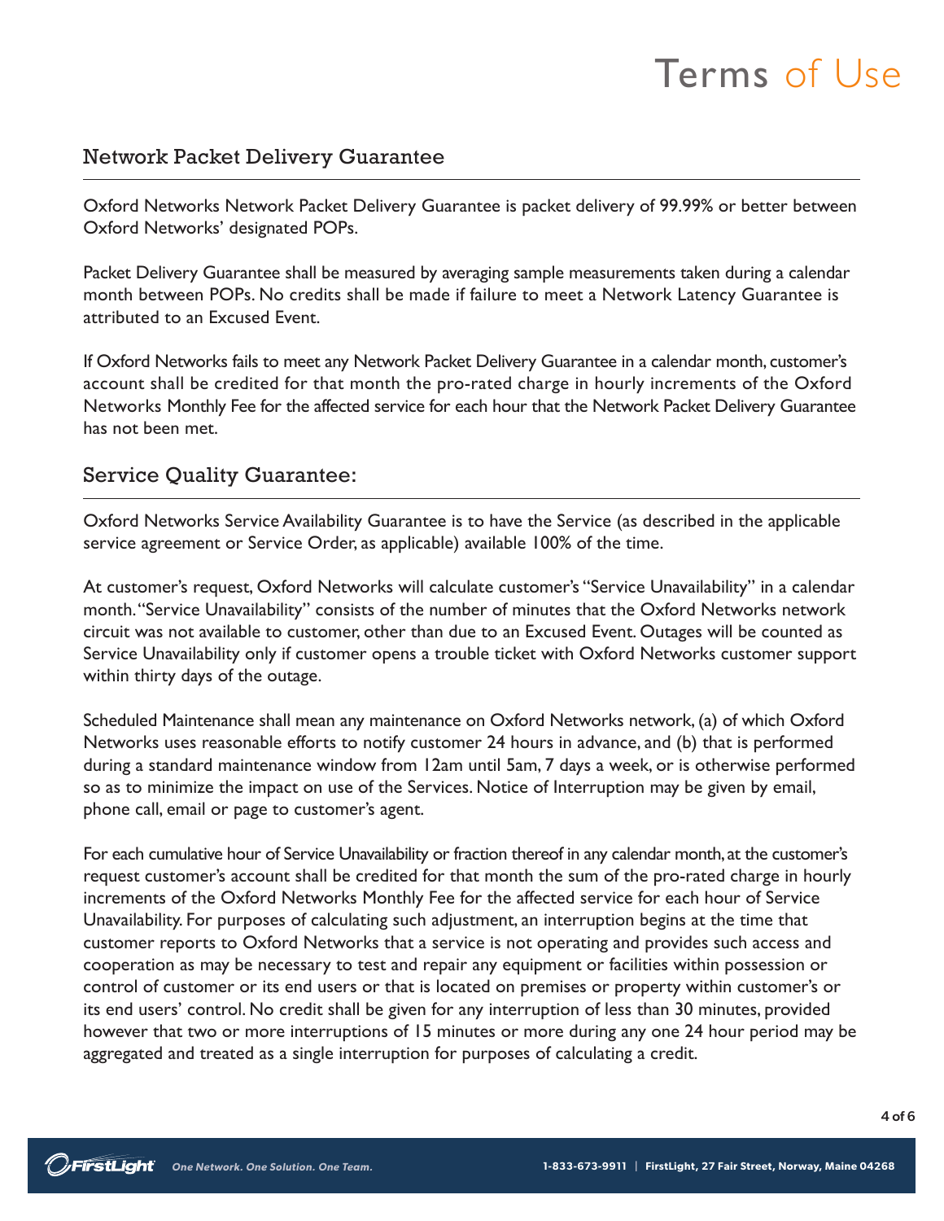## Network Packet Delivery Guarantee

Oxford Networks Network Packet Delivery Guarantee is packet delivery of 99.99% or better between Oxford Networks' designated POPs.

Packet Delivery Guarantee shall be measured by averaging sample measurements taken during a calendar month between POPs. No credits shall be made if failure to meet a Network Latency Guarantee is attributed to an Excused Event.

If Oxford Networks fails to meet any Network Packet Delivery Guarantee in a calendar month, customer's account shall be credited for that month the pro-rated charge in hourly increments of the Oxford Networks Monthly Fee for the affected service for each hour that the Network Packet Delivery Guarantee has not been met.

## Service Quality Guarantee:

Oxford Networks Service Availability Guarantee is to have the Service (as described in the applicable service agreement or Service Order, as applicable) available 100% of the time.

At customer's request, Oxford Networks will calculate customer's "Service Unavailability" in a calendar month. "Service Unavailability" consists of the number of minutes that the Oxford Networks network circuit was not available to customer, other than due to an Excused Event. Outages will be counted as Service Unavailability only if customer opens a trouble ticket with Oxford Networks customer support within thirty days of the outage.

Scheduled Maintenance shall mean any maintenance on Oxford Networks network, (a) of which Oxford Networks uses reasonable efforts to notify customer 24 hours in advance, and (b) that is performed during a standard maintenance window from 12am until 5am, 7 days a week, or is otherwise performed so as to minimize the impact on use of the Services. Notice of Interruption may be given by email, phone call, email or page to customer's agent.

For each cumulative hour of Service Unavailability or fraction thereof in any calendar month, at the customer's request customer's account shall be credited for that month the sum of the pro-rated charge in hourly increments of the Oxford Networks Monthly Fee for the affected service for each hour of Service Unavailability. For purposes of calculating such adjustment, an interruption begins at the time that customer reports to Oxford Networks that a service is not operating and provides such access and cooperation as may be necessary to test and repair any equipment or facilities within possession or control of customer or its end users or that is located on premises or property within customer's or its end users' control. No credit shall be given for any interruption of less than 30 minutes, provided however that two or more interruptions of 15 minutes or more during any one 24 hour period may be aggregated and treated as a single interruption for purposes of calculating a credit.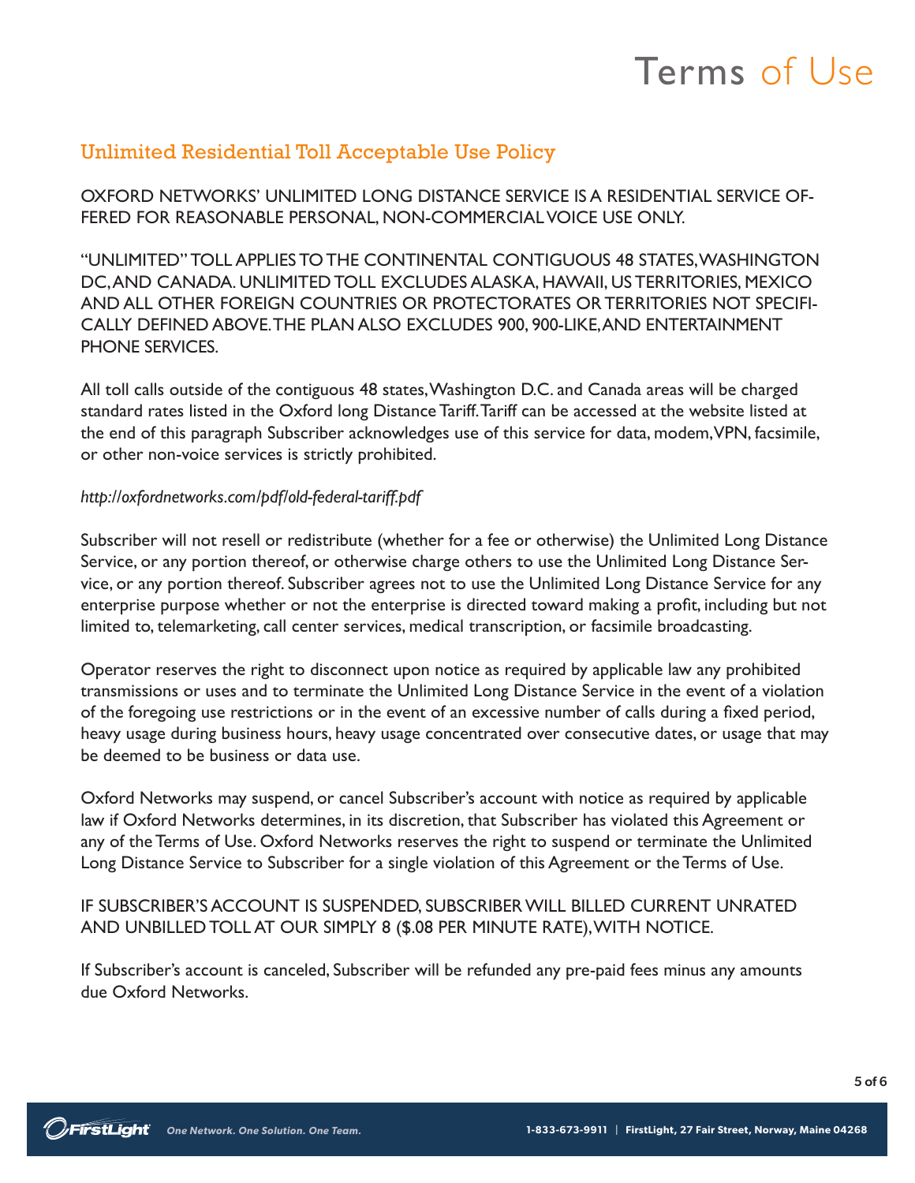# Terms of Use

## Unlimited Residential Toll Acceptable Use Policy

OXFORD NETWORKS' UNLIMITED LONG DISTANCE SERVICE IS A RESIDENTIAL SERVICE OFFERED FOR REASONABLE PERSONAL, NON-COMMERCIAL VOICE USE ONLY.

"UNLIMITED" TOLL APPLIES TO THE CONTINENTAL CONTIGUOUS 48 STATES, WASHINGTON DC, AND CANADA. UNLIMITED TOLL EXCLUDES ALASKA, HAWAII, US TERRITORIES, MEXICO AND ALL OTHER FOREIGN COUNTRIES OR PROTECTORATES OR TERRITORIES NOT SPECIFICALLY DEFINED ABOVE. THE PLAN ALSO EXCLUDES 900, 900-LIKE, AND ENTERTAINMENT PHONE SERVICES.

All toll calls outside of the contiguous 48 states, Washington D.C. and Canada areas will be charged standard rates listed in the Oxford long Distance Tariff. Tariff can be accessed at the website listed at the end of this paragraph Subscriber acknowledges use of this service for data, modem, VPN, facsimile, or other non-voice services is strictly prohibited.

*http://oxfordnetworks.com/pdf/old-federal-tariff.pdf*

Subscriber will not resell or redistribute (whether for a fee or otherwise) the Unlimited Long Distance Service, or any portion thereof, or otherwise charge others to use the Unlimited Long Distance Service, or any portion thereof. Subscriber agrees not to use the Unlimited Long Distance Service for any enterprise purpose whether or not the enterprise is directed toward making a profit, including but not limited to, telemarketing, call center services, medical transcription, or facsimile broadcasting.

Operator reserves the right to disconnect upon notice as required by applicable law any prohibited transmissions or uses and to terminate the Unlimited Long Distance Service in the event of a violation of the foregoing use restrictions or in the event of an excessive number of calls during a fixed period, heavy usage during business hours, heavy usage concentrated over consecutive dates, or usage that may be deemed to be business or data use.

Oxford Networks may suspend, or cancel Subscriber's account with notice as required by applicable law if Oxford Networks determines, in its discretion, that Subscriber has violated this Agreement or any of the Terms of Use. Oxford Networks reserves the right to suspend or terminate the Unlimited Long Distance Service to Subscriber for a single violation of this Agreement or the Terms of Use.

IF SUBSCRIBER'S ACCOUNT IS SUSPENDED, SUBSCRIBER WILL BILLED CURRENT UNRATED AND UNBILLED TOLL AT OUR SIMPLY 8 ($.08 PER MINUTE RATE), WITH NOTICE.

If Subscriber's account is canceled, Subscriber will be refunded any pre-paid fees minus any amounts due Oxford Networks.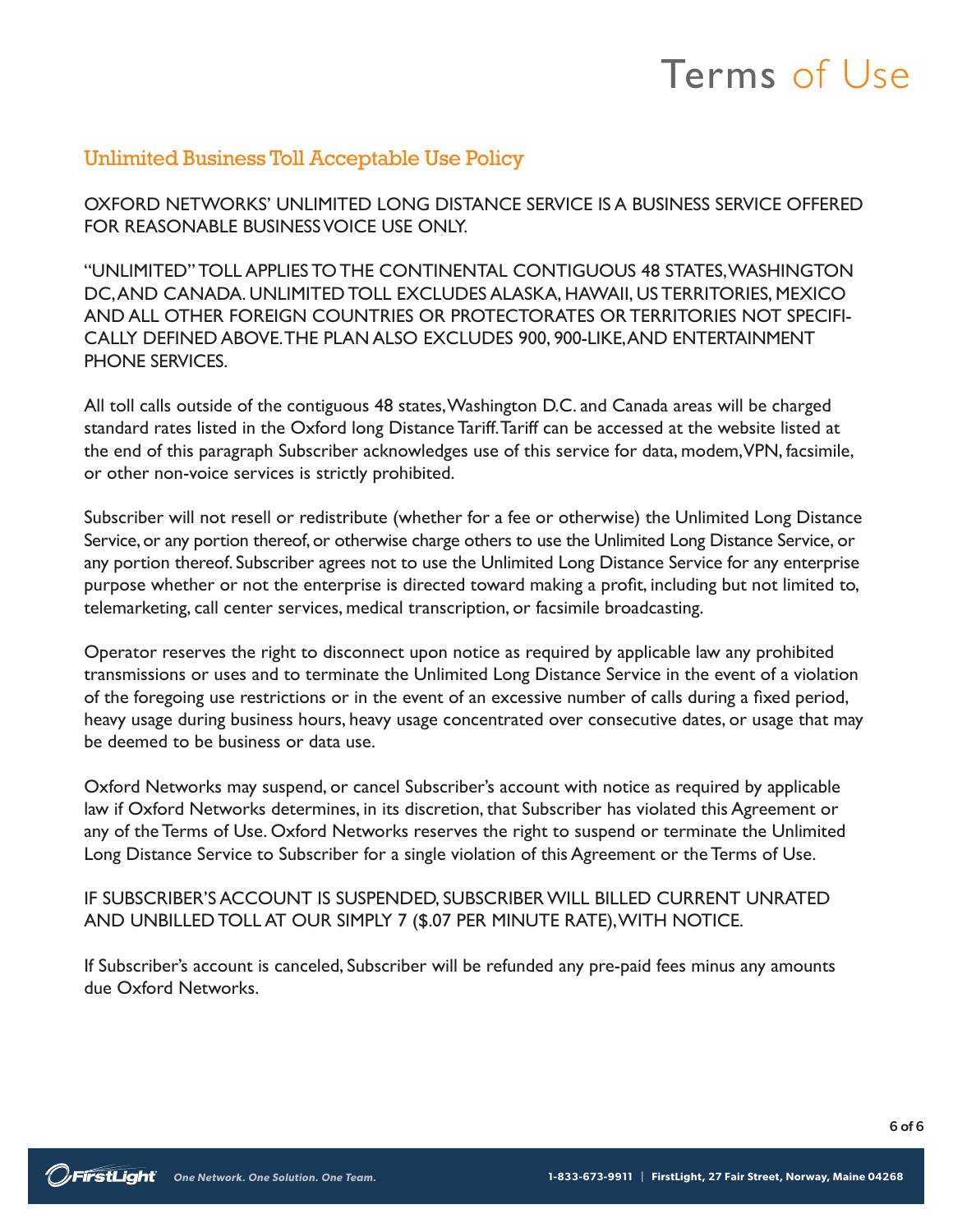# Terms of Use

## Unlimited Business Toll Acceptable Use Policy

OXFORD NETWORKS' UNLIMITED LONG DISTANCE SERVICE IS A BUSINESS SERVICE OFFERED FOR REASONABLE BUSINESS VOICE USE ONLY.

"UNLIMITED" TOLL APPLIES TO THE CONTINENTAL CONTIGUOUS 48 STATES, WASHINGTON DC, AND CANADA. UNLIMITED TOLL EXCLUDES ALASKA, HAWAII, US TERRITORIES, MEXICO AND ALL OTHER FOREIGN COUNTRIES OR PROTECTORATES OR TERRITORIES NOT SPECIFICALLY DEFINED ABOVE. THE PLAN ALSO EXCLUDES 900, 900-LIKE, AND ENTERTAINMENT PHONE SERVICES.

All toll calls outside of the contiguous 48 states, Washington D.C. and Canada areas will be charged standard rates listed in the Oxford long Distance Tariff. Tariff can be accessed at the website listed at the end of this paragraph Subscriber acknowledges use of this service for data, modem, VPN, facsimile, or other non-voice services is strictly prohibited.

Subscriber will not resell or redistribute (whether for a fee or otherwise) the Unlimited Long Distance Service, or any portion thereof, or otherwise charge others to use the Unlimited Long Distance Service, or any portion thereof. Subscriber agrees not to use the Unlimited Long Distance Service for any enterprise purpose whether or not the enterprise is directed toward making a profit, including but not limited to, telemarketing, call center services, medical transcription, or facsimile broadcasting.

Operator reserves the right to disconnect upon notice as required by applicable law any prohibited transmissions or uses and to terminate the Unlimited Long Distance Service in the event of a violation of the foregoing use restrictions or in the event of an excessive number of calls during a fixed period, heavy usage during business hours, heavy usage concentrated over consecutive dates, or usage that may be deemed to be business or data use.

Oxford Networks may suspend, or cancel Subscriber's account with notice as required by applicable law if Oxford Networks determines, in its discretion, that Subscriber has violated this Agreement or any of the Terms of Use. Oxford Networks reserves the right to suspend or terminate the Unlimited Long Distance Service to Subscriber for a single violation of this Agreement or the Terms of Use.

IF SUBSCRIBER'S ACCOUNT IS SUSPENDED, SUBSCRIBER WILL BILLED CURRENT UNRATED AND UNBILLED TOLL AT OUR SIMPLY 7 ($.07 PER MINUTE RATE), WITH NOTICE.

If Subscriber's account is canceled, Subscriber will be refunded any pre-paid fees minus any amounts due Oxford Networks.